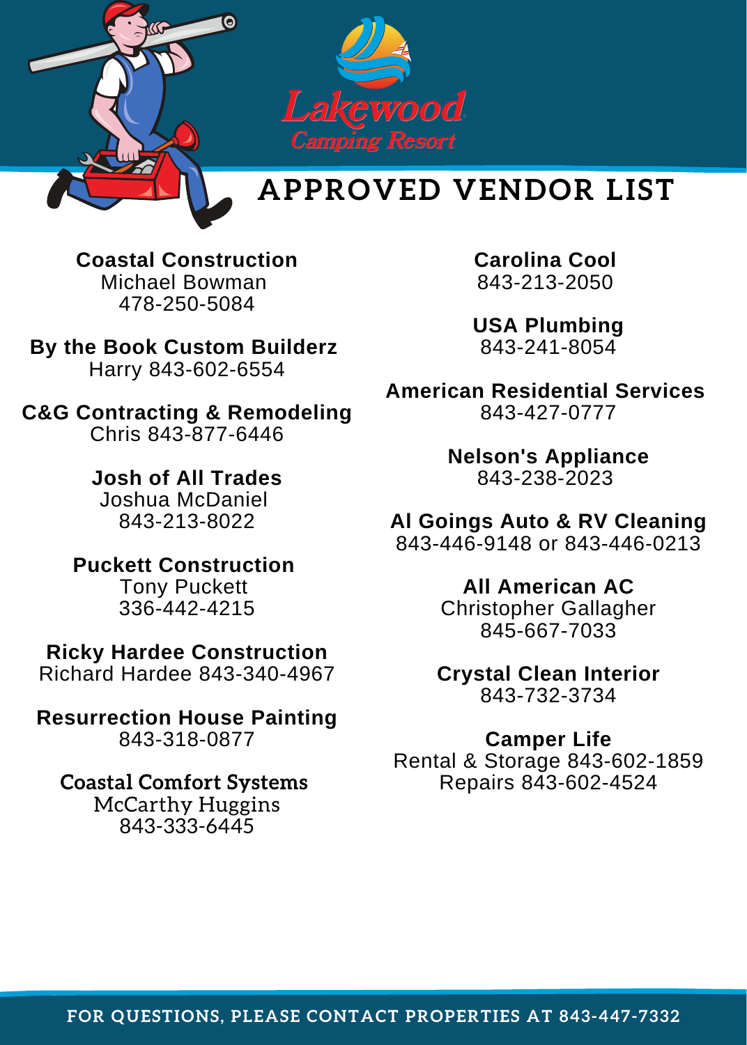Lakewood
Camping Resort

# APPROVED VENDOR LIST

**Coastal Construction**
Michael Bowman
478-250-5084

**By the Book Custom Builderz**
Harry 843-602-6554

**C&G Contracting & Remodeling**
Chris 843-877-6446

**Josh of All Trades**
Joshua McDaniel
843-213-8022

**Puckett Construction**
Tony Puckett
336-442-4215

**Ricky Hardee Construction**
Richard Hardee 843-340-4967

**Resurrection House Painting**
843-318-0877

**Coastal Comfort Systems**
McCarthy Huggins
843-333-6445

**Carolina Cool**
843-213-2050

**USA Plumbing**
843-241-8054

**American Residential Services**
843-427-0777

**Nelson's Appliance**
843-238-2023

**Al Goings Auto & RV Cleaning**
843-446-9148 or 843-446-0213

**All American AC**
Christopher Gallagher
845-667-7033

**Crystal Clean Interior**
843-732-3734

**Camper Life**
Rental & Storage 843-602-1859
Repairs 843-602-4524

FOR QUESTIONS, PLEASE CONTACT PROPERTIES AT 843-447-7332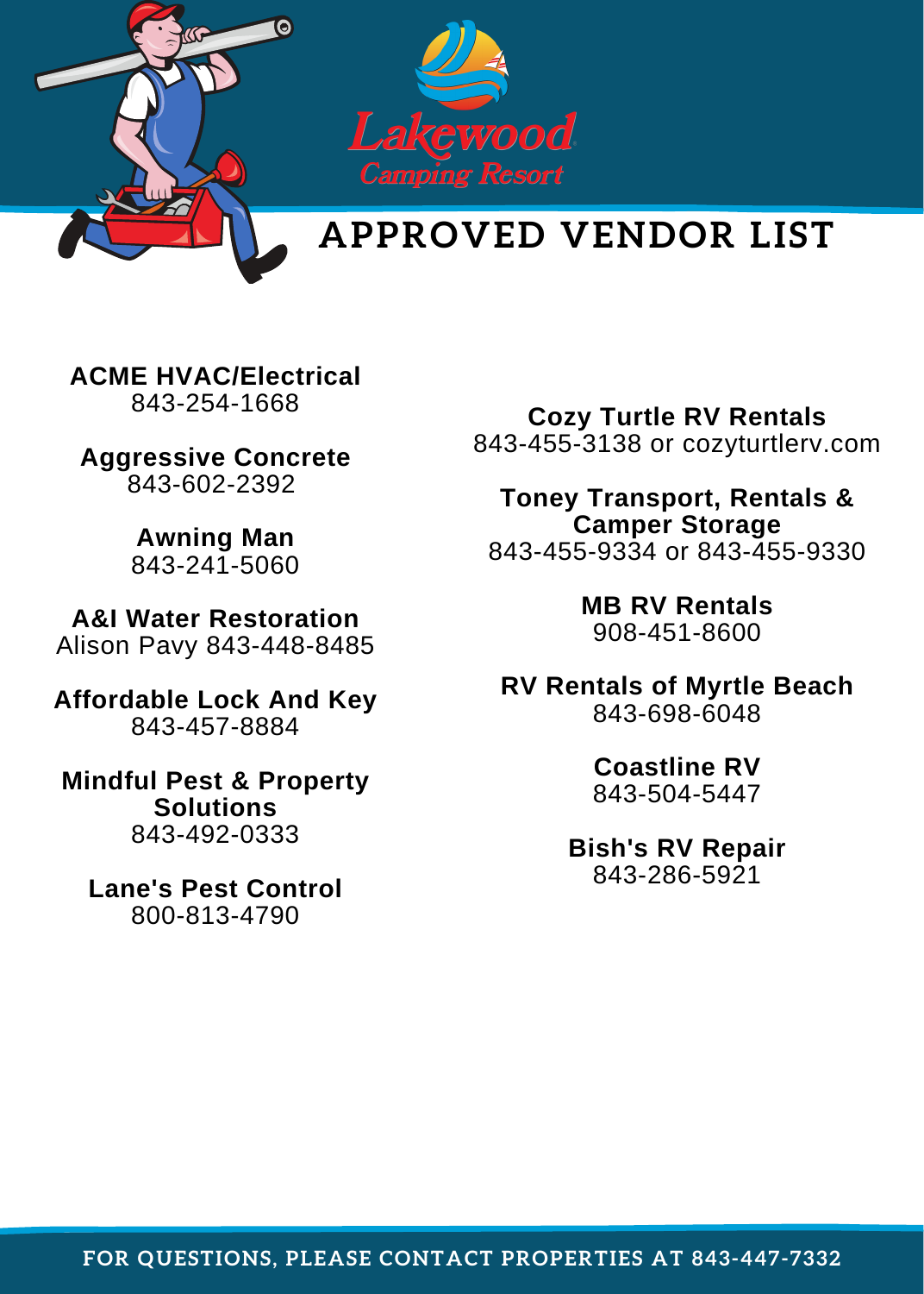Lakewood Camping Resort

# APPROVED VENDOR LIST

**ACME HVAC/Electrical**
843-254-1668

**Aggressive Concrete**
843-602-2392

**Awning Man**
843-241-5060

**A&I Water Restoration**
Alison Pavy 843-448-8485

**Affordable Lock And Key**
843-457-8884

**Mindful Pest & Property Solutions**
843-492-0333

**Lane's Pest Control**
800-813-4790

**Cozy Turtle RV Rentals**
843-455-3138 or cozyturtlerv.com

**Toney Transport, Rentals & Camper Storage**
843-455-9334 or 843-455-9330

**MB RV Rentals**
908-451-8600

**RV Rentals of Myrtle Beach**
843-698-6048

**Coastline RV**
843-504-5447

**Bish's RV Repair**
843-286-5921

FOR QUESTIONS, PLEASE CONTACT PROPERTIES AT 843-447-7332